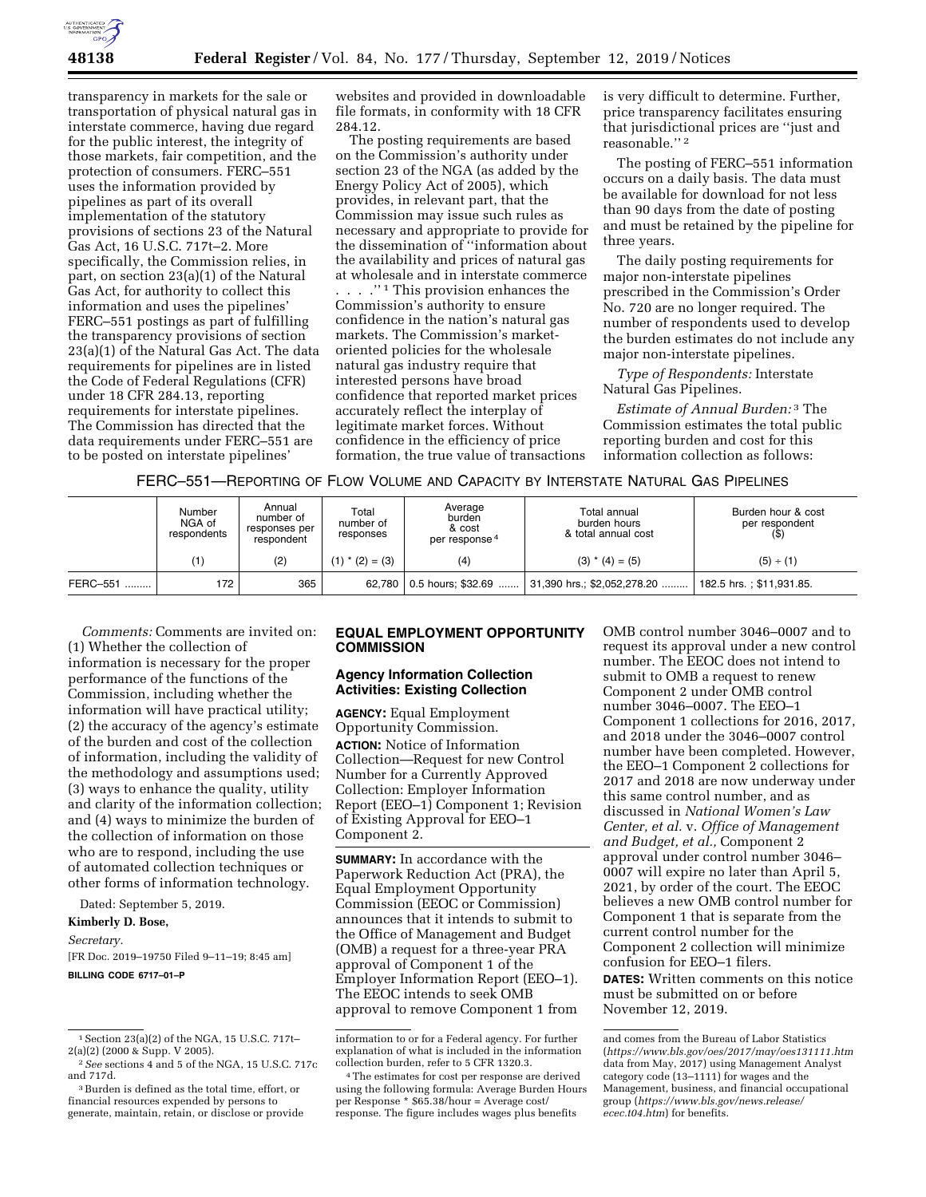transparency in markets for the sale or transportation of physical natural gas in interstate commerce, having due regard for the public interest, the integrity of those markets, fair competition, and the protection of consumers. FERC–551 uses the information provided by pipelines as part of its overall implementation of the statutory provisions of sections 23 of the Natural Gas Act, 16 U.S.C. 717t–2. More specifically, the Commission relies, in part, on section 23(a)(1) of the Natural Gas Act, for authority to collect this information and uses the pipelines' FERC–551 postings as part of fulfilling the transparency provisions of section 23(a)(1) of the Natural Gas Act. The data requirements for pipelines are in listed the Code of Federal Regulations (CFR) under 18 CFR 284.13, reporting requirements for interstate pipelines. The Commission has directed that the data requirements under FERC–551 are to be posted on interstate pipelines' websites and provided in downloadable file formats, in conformity with 18 CFR 284.12.

The posting requirements are based on the Commission's authority under section 23 of the NGA (as added by the Energy Policy Act of 2005), which provides, in relevant part, that the Commission may issue such rules as necessary and appropriate to provide for the dissemination of ''information about the availability and prices of natural gas at wholesale and in interstate commerce . . . .''[1] This provision enhances the Commission's authority to ensure confidence in the nation's natural gas markets. The Commission's market-oriented policies for the wholesale natural gas industry require that interested persons have broad confidence that reported market prices accurately reflect the interplay of legitimate market forces. Without confidence in the efficiency of price formation, the true value of transactions is very difficult to determine. Further, price transparency facilitates ensuring that jurisdictional prices are ''just and reasonable.''[2]

The posting of FERC–551 information occurs on a daily basis. The data must be available for download for not less than 90 days from the date of posting and must be retained by the pipeline for three years.

The daily posting requirements for major non-interstate pipelines prescribed in the Commission's Order No. 720 are no longer required. The number of respondents used to develop the burden estimates do not include any major non-interstate pipelines.

*Type of Respondents:* Interstate Natural Gas Pipelines.

*Estimate of Annual Burden:*[3] The Commission estimates the total public reporting burden and cost for this information collection as follows:

FERC–551—REPORTING OF FLOW VOLUME AND CAPACITY BY INTERSTATE NATURAL GAS PIPELINES

| | Number NGA of respondents | Annual number of responses per respondent | Total number of responses | Average burden & cost per response[4] | Total annual burden hours & total annual cost | Burden hour & cost per respondent ($) |
|---|---|---|---|---|---|---|
| | (1) | (2) | (1) * (2) = (3) | (4) | (3) * (4) = (5) | (5) ÷ (1) |
| FERC–551 | 172 | 365 | 62,780 | 0.5 hours; $32.69 | 31,390 hrs.; $2,052,278.20 | 182.5 hrs. ; $11,931.85. |

*Comments:* Comments are invited on: (1) Whether the collection of information is necessary for the proper performance of the functions of the Commission, including whether the information will have practical utility; (2) the accuracy of the agency's estimate of the burden and cost of the collection of information, including the validity of the methodology and assumptions used; (3) ways to enhance the quality, utility and clarity of the information collection; and (4) ways to minimize the burden of the collection of information on those who are to respond, including the use of automated collection techniques or other forms of information technology.

Dated: September 5, 2019.

**Kimberly D. Bose,**

*Secretary.*

[FR Doc. 2019–19750 Filed 9–11–19; 8:45 am]

**BILLING CODE 6717–01–P**

## EQUAL EMPLOYMENT OPPORTUNITY COMMISSION

### Agency Information Collection Activities: Existing Collection

**AGENCY:** Equal Employment Opportunity Commission.

**ACTION:** Notice of Information Collection—Request for new Control Number for a Currently Approved Collection: Employer Information Report (EEO–1) Component 1; Revision of Existing Approval for EEO–1 Component 2.

**SUMMARY:** In accordance with the Paperwork Reduction Act (PRA), the Equal Employment Opportunity Commission (EEOC or Commission) announces that it intends to submit to the Office of Management and Budget (OMB) a request for a three-year PRA approval of Component 1 of the Employer Information Report (EEO–1). The EEOC intends to seek OMB approval to remove Component 1 from OMB control number 3046–0007 and to request its approval under a new control number. The EEOC does not intend to submit to OMB a request to renew Component 2 under OMB control number 3046–0007. The EEO–1 Component 1 collections for 2016, 2017, and 2018 under the 3046–0007 control number have been completed. However, the EEO–1 Component 2 collections for 2017 and 2018 are now underway under this same control number, and as discussed in *National Women's Law Center, et al.* v. *Office of Management and Budget, et al.,* Component 2 approval under control number 3046–0007 will expire no later than April 5, 2021, by order of the court. The EEOC believes a new OMB control number for Component 1 that is separate from the current control number for the Component 2 collection will minimize confusion for EEO–1 filers.

**DATES:** Written comments on this notice must be submitted on or before November 12, 2019.

---

[1] Section 23(a)(2) of the NGA, 15 U.S.C. 717t–2(a)(2) (2000 & Supp. V 2005).

[2] *See* sections 4 and 5 of the NGA, 15 U.S.C. 717c and 717d.

[3] Burden is defined as the total time, effort, or financial resources expended by persons to generate, maintain, retain, or disclose or provide information to or for a Federal agency. For further explanation of what is included in the information collection burden, refer to 5 CFR 1320.3.

[4] The estimates for cost per response are derived using the following formula: Average Burden Hours per Response * $65.38/hour = Average cost/response. The figure includes wages plus benefits and comes from the Bureau of Labor Statistics (*https://www.bls.gov/oes/2017/may/oes131111.htm* data from May, 2017) using Management Analyst category code (13–1111) for wages and the Management, business, and financial occupational group (*https://www.bls.gov/news.release/ecec.t04.htm*) for benefits.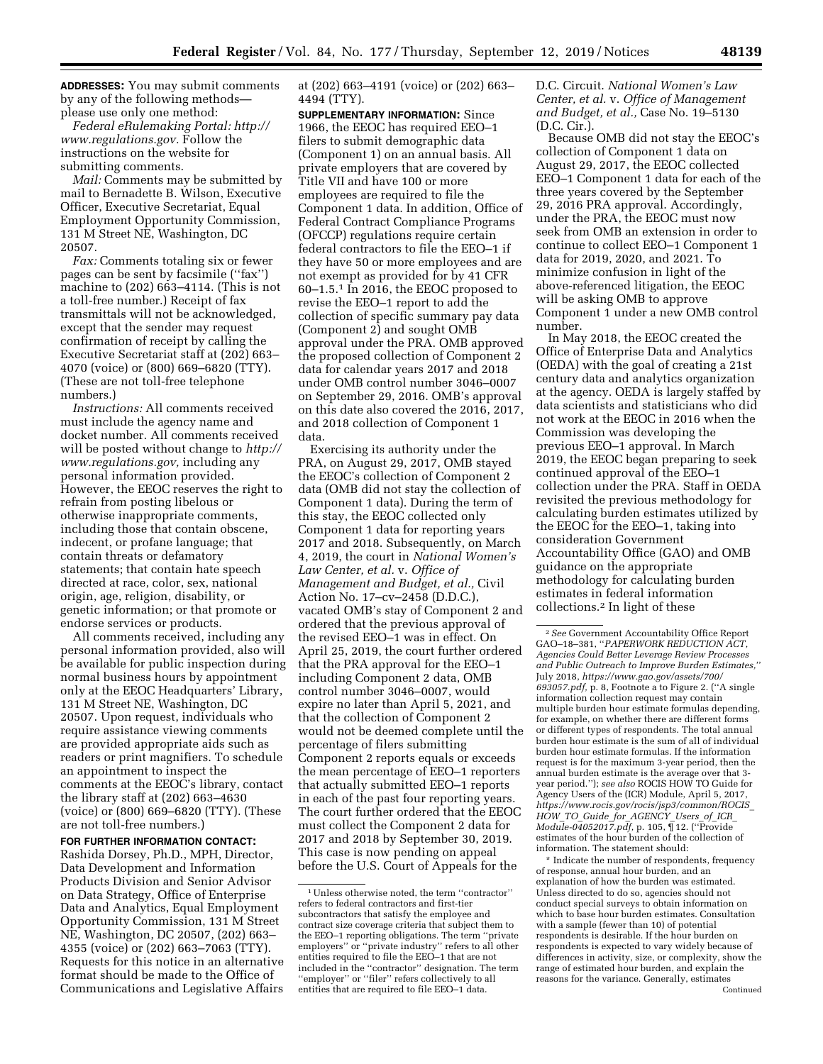**ADDRESSES:** You may submit comments by any of the following methods—please use only one method:

*Federal eRulemaking Portal: http://www.regulations.gov.* Follow the instructions on the website for submitting comments.

*Mail:* Comments may be submitted by mail to Bernadette B. Wilson, Executive Officer, Executive Secretariat, Equal Employment Opportunity Commission, 131 M Street NE, Washington, DC 20507.

*Fax:* Comments totaling six or fewer pages can be sent by facsimile (''fax'') machine to (202) 663–4114. (This is not a toll-free number.) Receipt of fax transmittals will not be acknowledged, except that the sender may request confirmation of receipt by calling the Executive Secretariat staff at (202) 663–4070 (voice) or (800) 669–6820 (TTY). (These are not toll-free telephone numbers.)

*Instructions:* All comments received must include the agency name and docket number. All comments received will be posted without change to *http://www.regulations.gov,* including any personal information provided. However, the EEOC reserves the right to refrain from posting libelous or otherwise inappropriate comments, including those that contain obscene, indecent, or profane language; that contain threats or defamatory statements; that contain hate speech directed at race, color, sex, national origin, age, religion, disability, or genetic information; or that promote or endorse services or products.

All comments received, including any personal information provided, also will be available for public inspection during normal business hours by appointment only at the EEOC Headquarters' Library, 131 M Street NE, Washington, DC 20507. Upon request, individuals who require assistance viewing comments are provided appropriate aids such as readers or print magnifiers. To schedule an appointment to inspect the comments at the EEOC's library, contact the library staff at (202) 663–4630 (voice) or (800) 669–6820 (TTY). (These are not toll-free numbers.)

**FOR FURTHER INFORMATION CONTACT:** Rashida Dorsey, Ph.D., MPH, Director, Data Development and Information Products Division and Senior Advisor on Data Strategy, Office of Enterprise Data and Analytics, Equal Employment Opportunity Commission, 131 M Street NE, Washington, DC 20507, (202) 663–4355 (voice) or (202) 663–7063 (TTY). Requests for this notice in an alternative format should be made to the Office of Communications and Legislative Affairs at (202) 663–4191 (voice) or (202) 663–4494 (TTY).

**SUPPLEMENTARY INFORMATION:** Since 1966, the EEOC has required EEO–1 filers to submit demographic data (Component 1) on an annual basis. All private employers that are covered by Title VII and have 100 or more employees are required to file the Component 1 data. In addition, Office of Federal Contract Compliance Programs (OFCCP) regulations require certain federal contractors to file the EEO–1 if they have 50 or more employees and are not exempt as provided for by 41 CFR 60–1.5.[1] In 2016, the EEOC proposed to revise the EEO–1 report to add the collection of specific summary pay data (Component 2) and sought OMB approval under the PRA. OMB approved the proposed collection of Component 2 data for calendar years 2017 and 2018 under OMB control number 3046–0007 on September 29, 2016. OMB's approval on this date also covered the 2016, 2017, and 2018 collection of Component 1 data.

Exercising its authority under the PRA, on August 29, 2017, OMB stayed the EEOC's collection of Component 2 data (OMB did not stay the collection of Component 1 data). During the term of this stay, the EEOC collected only Component 1 data for reporting years 2017 and 2018. Subsequently, on March 4, 2019, the court in *National Women's Law Center, et al.* v. *Office of Management and Budget, et al.,* Civil Action No. 17–cv–2458 (D.D.C.), vacated OMB's stay of Component 2 and ordered that the previous approval of the revised EEO–1 was in effect. On April 25, 2019, the court further ordered that the PRA approval for the EEO–1 including Component 2 data, OMB control number 3046–0007, would expire no later than April 5, 2021, and that the collection of Component 2 would not be deemed complete until the percentage of filers submitting Component 2 reports equals or exceeds the mean percentage of EEO–1 reporters that actually submitted EEO–1 reports in each of the past four reporting years. The court further ordered that the EEOC must collect the Component 2 data for 2017 and 2018 by September 30, 2019. This case is now pending on appeal before the U.S. Court of Appeals for the D.C. Circuit. *National Women's Law Center, et al.* v. *Office of Management and Budget, et al.,* Case No. 19–5130 (D.C. Cir.).

Because OMB did not stay the EEOC's collection of Component 1 data on August 29, 2017, the EEOC collected EEO–1 Component 1 data for each of the three years covered by the September 29, 2016 PRA approval. Accordingly, under the PRA, the EEOC must now seek from OMB an extension in order to continue to collect EEO–1 Component 1 data for 2019, 2020, and 2021. To minimize confusion in light of the above-referenced litigation, the EEOC will be asking OMB to approve Component 1 under a new OMB control number.

In May 2018, the EEOC created the Office of Enterprise Data and Analytics (OEDA) with the goal of creating a 21st century data and analytics organization at the agency. OEDA is largely staffed by data scientists and statisticians who did not work at the EEOC in 2016 when the Commission was developing the previous EEO–1 approval. In March 2019, the EEOC began preparing to seek continued approval of the EEO–1 collection under the PRA. Staff in OEDA revisited the previous methodology for calculating burden estimates utilized by the EEOC for the EEO–1, taking into consideration Government Accountability Office (GAO) and OMB guidance on the appropriate methodology for calculating burden estimates in federal information collections.[2] In light of these

---

[1] Unless otherwise noted, the term ''contractor'' refers to federal contractors and first-tier subcontractors that satisfy the employee and contract size coverage criteria that subject them to the EEO–1 reporting obligations. The term ''private employers'' or ''private industry'' refers to all other entities required to file the EEO–1 that are not included in the ''contractor'' designation. The term ''employer'' or ''filer'' refers collectively to all entities that are required to file EEO–1 data.

[2] *See* Government Accountability Office Report GAO–18–381, ''*PAPERWORK REDUCTION ACT, Agencies Could Better Leverage Review Processes and Public Outreach to Improve Burden Estimates,*'' July 2018, *https://www.gao.gov/assets/700/693057.pdf,* p. 8, Footnote a to Figure 2. (''A single information collection request may contain multiple burden hour estimate formulas depending, for example, on whether there are different forms or different types of respondents. The total annual burden hour estimate is the sum of all of individual burden hour estimate formulas. If the information request is for the maximum 3-year period, then the annual burden estimate is the average over that 3-year period.''); *see also* ROCIS HOW TO Guide for Agency Users of the (ICR) Module, April 5, 2017, *https://www.rocis.gov/rocis/jsp3/common/ROCIS_HOW_TO_Guide_for_AGENCY_Users_of_ICR_Module-04052017.pdf,* p. 105, ¶ 12. (''Provide estimates of the hour burden of the collection of information. The statement should:

* Indicate the number of respondents, frequency of response, annual hour burden, and an explanation of how the burden was estimated. Unless directed to do so, agencies should not conduct special surveys to obtain information on which to base hour burden estimates. Consultation with a sample (fewer than 10) of potential respondents is desirable. If the hour burden on respondents is expected to vary widely because of differences in activity, size, or complexity, show the range of estimated hour burden, and explain the reasons for the variance. Generally, estimates

Continued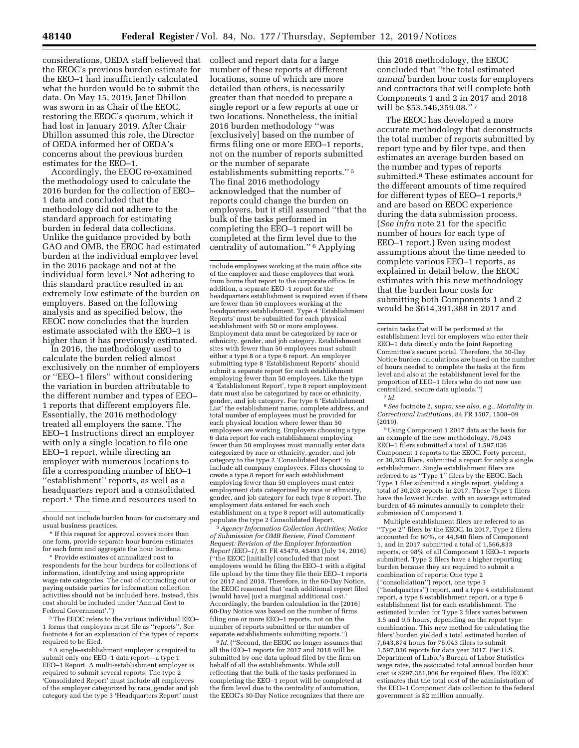considerations, OEDA staff believed that the EEOC's previous burden estimate for the EEO–1 had insufficiently calculated what the burden would be to submit the data. On May 15, 2019, Janet Dhillon was sworn in as Chair of the EEOC, restoring the EEOC's quorum, which it had lost in January 2019. After Chair Dhillon assumed this role, the Director of OEDA informed her of OEDA's concerns about the previous burden estimates for the EEO–1.

Accordingly, the EEOC re-examined the methodology used to calculate the 2016 burden for the collection of EEO–1 data and concluded that the methodology did not adhere to the standard approach for estimating burden in federal data collections. Unlike the guidance provided by both GAO and OMB, the EEOC had estimated burden at the individual employer level in the 2016 package and not at the individual form level.[3] Not adhering to this standard practice resulted in an extremely low estimate of the burden on employers. Based on the following analysis and as specified below, the EEOC now concludes that the burden estimate associated with the EEO–1 is higher than it has previously estimated.

In 2016, the methodology used to calculate the burden relied almost exclusively on the number of employers or ''EEO–1 filers'' without considering the variation in burden attributable to the different number and types of EEO–1 reports that different employers file. Essentially, the 2016 methodology treated all employers the same. The EEO–1 Instructions direct an employer with only a single location to file one EEO–1 report, while directing an employer with numerous locations to file a corresponding number of EEO–1 ''establishment'' reports, as well as a headquarters report and a consolidated report.[4] The time and resources used to collect and report data for a large number of these reports at different locations, some of which are more detailed than others, is necessarily greater than that needed to prepare a single report or a few reports at one or two locations. Nonetheless, the initial 2016 burden methodology ''was [exclusively] based on the number of firms filing one or more EEO–1 reports, not on the number of reports submitted or the number of separate establishments submitting reports.''[5] The final 2016 methodology acknowledged that the number of reports could change the burden on employers, but it still assumed ''that the bulk of the tasks performed in completing the EEO–1 report will be completed at the firm level due to the centrality of automation.''[6] Applying this 2016 methodology, the EEOC concluded that ''the total estimated *annual* burden hour costs for employers and contractors that will complete both Components 1 and 2 in 2017 and 2018 will be $53,546,359.08.''[7]

The EEOC has developed a more accurate methodology that deconstructs the total number of reports submitted by report type and by filer type, and then estimates an average burden based on the number and types of reports submitted.[8] These estimates account for the different amounts of time required for different types of EEO–1 reports,[9] and are based on EEOC experience during the data submission process. (*See infra* note 21 for the specific number of hours for each type of EEO–1 report.) Even using modest assumptions about the time needed to complete various EEO–1 reports, as explained in detail below, the EEOC estimates with this new methodology that the burden hour costs for submitting both Components 1 and 2 would be $614,391,388 in 2017 and

---

should not include burden hours for customary and usual business practices.

* If this request for approval covers more than one form, provide separate hour burden estimates for each form and aggregate the hour burdens.

* Provide estimates of annualized cost to respondents for the hour burdens for collections of information, identifying and using appropriate wage rate categories. The cost of contracting out or paying outside parties for information collection activities should not be included here. Instead, this cost should be included under 'Annual Cost to Federal Government'.'')

[3] The EEOC refers to the various individual EEO–1 forms that employers must file as ''reports''. See footnote 4 for an explanation of the types of reports required to be filed.

[4] A single-establishment employer is required to submit only one EEO–1 data report—a type 1 EEO–1 Report. A multi-establishment employer is required to submit several reports: The type 2 'Consolidated Report' must include all employees of the employer categorized by race, gender and job category and the type 3 'Headquarters Report' must include employees working at the main office site of the employer and those employees that work from home that report to the corporate office. In addition, a separate EEO–1 report for the headquarters establishment is required even if there are fewer than 50 employees working at the headquarters establishment. Type 4 'Establishment Reports' must be submitted for each physical establishment with 50 or more employees. Employment data must be categorized by race or ethnicity, gender, and job category. Establishment sites with fewer than 50 employees must submit either a type 8 or a type 6 report. An employer submitting type 8 'Establishment Reports' should submit a separate report for each establishment employing fewer than 50 employees. Like the type 4 'Establishment Report', type 8 report employment data must also be categorized by race or ethnicity, gender, and job category. For type 6 'Establishment List' the establishment name, complete address, and total number of employees must be provided for each physical location where fewer than 50 employees are working. Employers choosing a type 6 data report for each establishment employing fewer than 50 employees must manually enter data categorized by race or ethnicity, gender, and job category to the type 2 'Consolidated Report' to include all company employees. Filers choosing to create a type 8 report for each establishment employing fewer than 50 employees must enter employment data categorized by race or ethnicity, gender, and job category for each type 8 report. The employment data entered for each such establishment on a type 8 report will automatically populate the type 2 Consolidated Report.

[5] *Agency Information Collection Activities; Notice of Submission for OMB Review, Final Comment Request: Revision of the Employer Information Report (EEO–1),* 81 FR 45479, 45493 (July 14, 2016) (''the EEOC [initially] concluded that most employers would be filing the EEO–1 with a digital file upload by the time they file their EEO–1 reports for 2017 and 2018. Therefore, in the 60-Day Notice, the EEOC reasoned that 'each additional report filed [would have] just a marginal additional cost.' Accordingly, the burden calculation in the [2016] 60-Day Notice was based on the number of firms filing one or more EEO–1 reports, not on the number of reports submitted or the number of separate establishments submitting reports.'')

[6] *Id.* (''Second, the EEOC no longer assumes that all the EEO–1 reports for 2017 and 2018 will be submitted by one data upload filed by the firm on behalf of all the establishments. While still reflecting that the bulk of the tasks performed in completing the EEO–1 report will be completed at the firm level due to the centrality of automation, the EEOC's 30-Day Notice recognizes that there are certain tasks that will be performed at the establishment level for employers who enter their EEO–1 data directly onto the Joint Reporting Committee's secure portal. Therefore, the 30-Day Notice burden calculations are based on the number of hours needed to complete the tasks at the firm level and also at the establishment level for the proportion of EEO–1 filers who do not now use centralized, secure data uploads.'')

[7] *Id.*

[8] *See* footnote 2, *supra; see also, e.g., Mortality in Correctional Institutions,* 84 FR 1507, 1508–09 (2019).

[9] Using Component 1 2017 data as the basis for an example of the new methodology, 75,043 EEO–1 filers submitted a total of 1,597,036 Component 1 reports to the EEOC. Forty percent, or 30,203 filers, submitted a report for only a single establishment. Single establishment filers are referred to as ''Type 1'' filers by the EEOC. Each Type 1 filer submitted a single report, yielding a total of 30,203 reports in 2017. These Type 1 filers have the lowest burden, with an average estimated burden of 45 minutes annually to complete their submission of Component 1.

Multiple establishment filers are referred to as ''Type 2'' filers by the EEOC. In 2017, Type 2 filers accounted for 60%, or 44,840 filers of Component 1, and in 2017 submitted a total of 1,566,833 reports, or 98% of all Component 1 EEO–1 reports submitted. Type 2 filers have a higher reporting burden because they are required to submit a combination of reports: One type 2 (''consolidation'') report, one type 3 (''headquarters'') report, and a type 4 establishment report, a type 8 establishment report, or a type 6 establishment list for each establishment. The estimated burden for Type 2 filers varies between 3.5 and 9.5 hours, depending on the report type combination. This new method for calculating the filers' burden yielded a total estimated burden of 7,643,874 hours for 75,043 filers to submit 1,597,036 reports for data year 2017. Per U.S. Department of Labor's Bureau of Labor Statistics wage rates, the associated total annual burden hour cost is $297,381,066 for required filers. The EEOC estimates that the total cost of the administration of the EEO–1 Component data collection to the federal government is $2 million annually.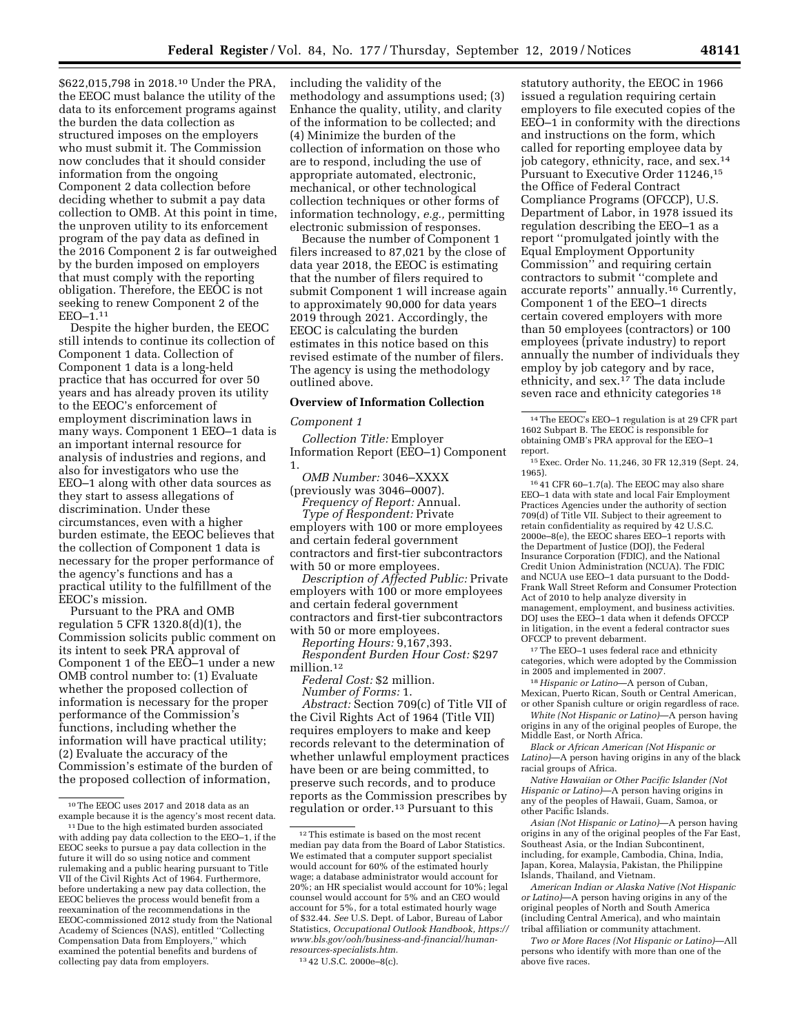$622,015,798 in 2018.[10] Under the PRA, the EEOC must balance the utility of the data to its enforcement programs against the burden the data collection as structured imposes on the employers who must submit it. The Commission now concludes that it should consider information from the ongoing Component 2 data collection before deciding whether to submit a pay data collection to OMB. At this point in time, the unproven utility to its enforcement program of the pay data as defined in the 2016 Component 2 is far outweighed by the burden imposed on employers that must comply with the reporting obligation. Therefore, the EEOC is not seeking to renew Component 2 of the EEO–1.[11]

Despite the higher burden, the EEOC still intends to continue its collection of Component 1 data. Collection of Component 1 data is a long-held practice that has occurred for over 50 years and has already proven its utility to the EEOC's enforcement of employment discrimination laws in many ways. Component 1 EEO–1 data is an important internal resource for analysis of industries and regions, and also for investigators who use the EEO–1 along with other data sources as they start to assess allegations of discrimination. Under these circumstances, even with a higher burden estimate, the EEOC believes that the collection of Component 1 data is necessary for the proper performance of the agency's functions and has a practical utility to the fulfillment of the EEOC's mission.

Pursuant to the PRA and OMB regulation 5 CFR 1320.8(d)(1), the Commission solicits public comment on its intent to seek PRA approval of Component 1 of the EEO–1 under a new OMB control number to: (1) Evaluate whether the proposed collection of information is necessary for the proper performance of the Commission's functions, including whether the information will have practical utility; (2) Evaluate the accuracy of the Commission's estimate of the burden of the proposed collection of information, including the validity of the methodology and assumptions used; (3) Enhance the quality, utility, and clarity of the information to be collected; and (4) Minimize the burden of the collection of information on those who are to respond, including the use of appropriate automated, electronic, mechanical, or other technological collection techniques or other forms of information technology, *e.g.,* permitting electronic submission of responses.

Because the number of Component 1 filers increased to 87,021 by the close of data year 2018, the EEOC is estimating that the number of filers required to submit Component 1 will increase again to approximately 90,000 for data years 2019 through 2021. Accordingly, the EEOC is calculating the burden estimates in this notice based on this revised estimate of the number of filers. The agency is using the methodology outlined above.

## Overview of Information Collection

### *Component 1*

*Collection Title:* Employer Information Report (EEO–1) Component 1.

*OMB Number:* 3046–XXXX (previously was 3046–0007).

*Frequency of Report:* Annual.

*Type of Respondent:* Private employers with 100 or more employees and certain federal government contractors and first-tier subcontractors with 50 or more employees.

*Description of Affected Public:* Private employers with 100 or more employees and certain federal government contractors and first-tier subcontractors with 50 or more employees.

*Reporting Hours:* 9,167,393.

*Respondent Burden Hour Cost:* $297 million.[12]

*Federal Cost:* $2 million.

*Number of Forms:* 1.

*Abstract:* Section 709(c) of Title VII of the Civil Rights Act of 1964 (Title VII) requires employers to make and keep records relevant to the determination of whether unlawful employment practices have been or are being committed, to preserve such records, and to produce reports as the Commission prescribes by regulation or order.[13] Pursuant to this statutory authority, the EEOC in 1966 issued a regulation requiring certain employers to file executed copies of the EEO–1 in conformity with the directions and instructions on the form, which called for reporting employee data by job category, ethnicity, race, and sex.[14] Pursuant to Executive Order 11246,[15] the Office of Federal Contract Compliance Programs (OFCCP), U.S. Department of Labor, in 1978 issued its regulation describing the EEO–1 as a report "promulgated jointly with the Equal Employment Opportunity Commission" and requiring certain contractors to submit "complete and accurate reports" annually.[16] Currently, Component 1 of the EEO–1 directs certain covered employers with more than 50 employees (contractors) or 100 employees (private industry) to report annually the number of individuals they employ by job category and by race, ethnicity, and sex.[17] The data include seven race and ethnicity categories [18]

---

[10] The EEOC uses 2017 and 2018 data as an example because it is the agency's most recent data.

[11] Due to the high estimated burden associated with adding pay data collection to the EEO–1, if the EEOC seeks to pursue a pay data collection in the future it will do so using notice and comment rulemaking and a public hearing pursuant to Title VII of the Civil Rights Act of 1964. Furthermore, before undertaking a new pay data collection, the EEOC believes the process would benefit from a reexamination of the recommendations in the EEOC-commissioned 2012 study from the National Academy of Sciences (NAS), entitled "Collecting Compensation Data from Employers," which examined the potential benefits and burdens of collecting pay data from employers.

[12] This estimate is based on the most recent median pay data from the Board of Labor Statistics. We estimated that a computer support specialist would account for 60% of the estimated hourly wage; a database administrator would account for 20%; an HR specialist would account for 10%; legal counsel would account for 5% and an CEO would account for 5%, for a total estimated hourly wage of $32.44. *See* U.S. Dept. of Labor, Bureau of Labor Statistics, *Occupational Outlook Handbook, https://www.bls.gov/ooh/business-and-financial/human-resources-specialists.htm.*

[13] 42 U.S.C. 2000e–8(c).

[14] The EEOC's EEO–1 regulation is at 29 CFR part 1602 Subpart B. The EEOC is responsible for obtaining OMB's PRA approval for the EEO–1 report.

[15] Exec. Order No. 11,246, 30 FR 12,319 (Sept. 24, 1965).

[16] 41 CFR 60–1.7(a). The EEOC may also share EEO–1 data with state and local Fair Employment Practices Agencies under the authority of section 709(d) of Title VII. Subject to their agreement to retain confidentiality as required by 42 U.S.C. 2000e–8(e), the EEOC shares EEO–1 reports with the Department of Justice (DOJ), the Federal Insurance Corporation (FDIC), and the National Credit Union Administration (NCUA). The FDIC and NCUA use EEO–1 data pursuant to the Dodd-Frank Wall Street Reform and Consumer Protection Act of 2010 to help analyze diversity in management, employment, and business activities. DOJ uses the EEO–1 data when it defends OFCCP in litigation, in the event a federal contractor sues OFCCP to prevent debarment.

[17] The EEO–1 uses federal race and ethnicity categories, which were adopted by the Commission in 2005 and implemented in 2007.

[18] *Hispanic or Latino*—A person of Cuban, Mexican, Puerto Rican, South or Central American, or other Spanish culture or origin regardless of race.

*White (Not Hispanic or Latino)*—A person having origins in any of the original peoples of Europe, the Middle East, or North Africa.

*Black or African American (Not Hispanic or Latino)*—A person having origins in any of the black racial groups of Africa.

*Native Hawaiian or Other Pacific Islander (Not Hispanic or Latino)*—A person having origins in any of the peoples of Hawaii, Guam, Samoa, or other Pacific Islands.

*Asian (Not Hispanic or Latino)*—A person having origins in any of the original peoples of the Far East, Southeast Asia, or the Indian Subcontinent, including, for example, Cambodia, China, India, Japan, Korea, Malaysia, Pakistan, the Philippine Islands, Thailand, and Vietnam.

*American Indian or Alaska Native (Not Hispanic or Latino)*—A person having origins in any of the original peoples of North and South America (including Central America), and who maintain tribal affiliation or community attachment.

*Two or More Races (Not Hispanic or Latino)*—All persons who identify with more than one of the above five races.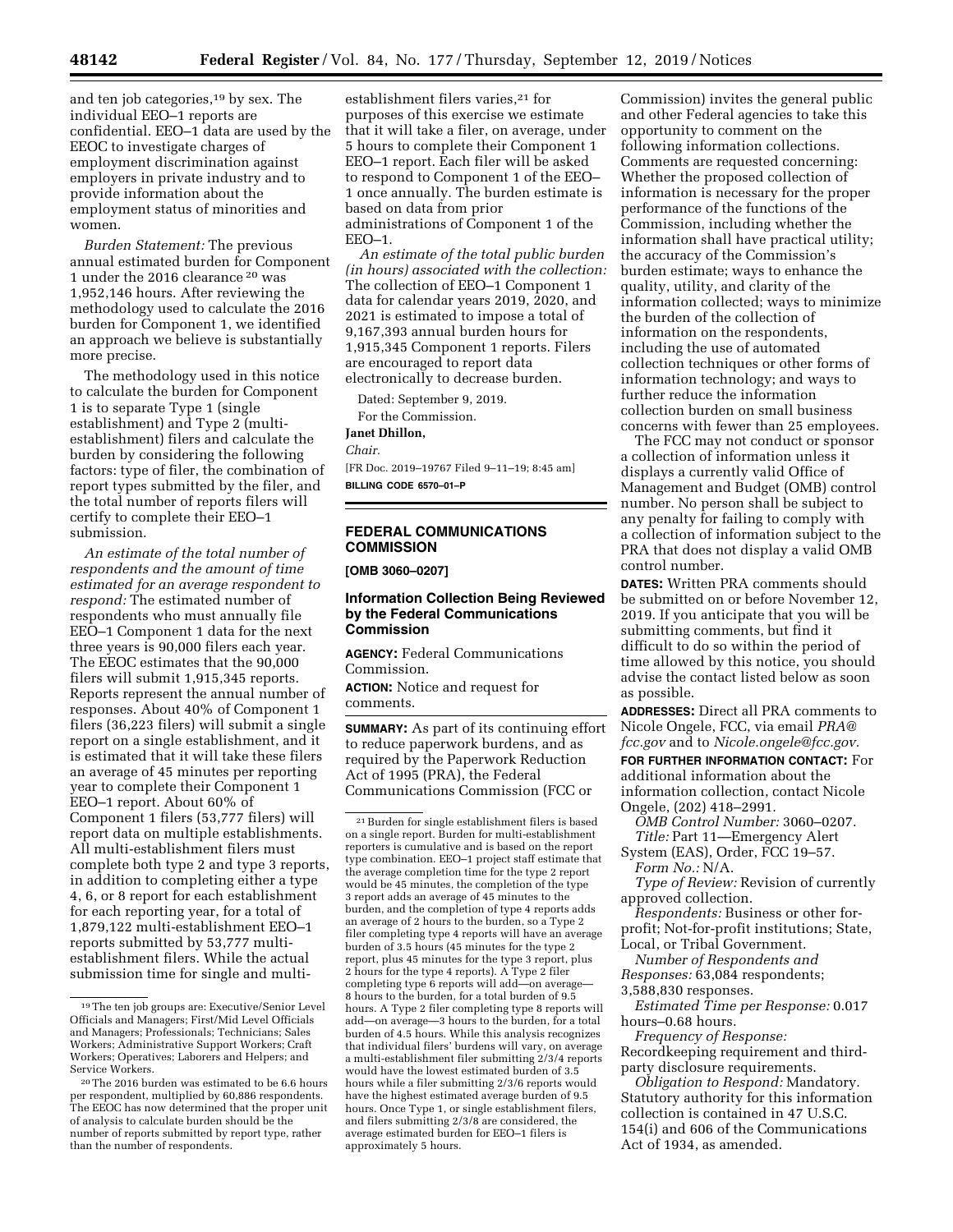and ten job categories,[19] by sex. The individual EEO–1 reports are confidential. EEO–1 data are used by the EEOC to investigate charges of employment discrimination against employers in private industry and to provide information about the employment status of minorities and women.

*Burden Statement:* The previous annual estimated burden for Component 1 under the 2016 clearance [20] was 1,952,146 hours. After reviewing the methodology used to calculate the 2016 burden for Component 1, we identified an approach we believe is substantially more precise.

The methodology used in this notice to calculate the burden for Component 1 is to separate Type 1 (single establishment) and Type 2 (multi-establishment) filers and calculate the burden by considering the following factors: type of filer, the combination of report types submitted by the filer, and the total number of reports filers will certify to complete their EEO–1 submission.

*An estimate of the total number of respondents and the amount of time estimated for an average respondent to respond:* The estimated number of respondents who must annually file EEO–1 Component 1 data for the next three years is 90,000 filers each year. The EEOC estimates that the 90,000 filers will submit 1,915,345 reports. Reports represent the annual number of responses. About 40% of Component 1 filers (36,223 filers) will submit a single report on a single establishment, and it is estimated that it will take these filers an average of 45 minutes per reporting year to complete their Component 1 EEO–1 report. About 60% of Component 1 filers (53,777 filers) will report data on multiple establishments. All multi-establishment filers must complete both type 2 and type 3 reports, in addition to completing either a type 4, 6, or 8 report for each establishment for each reporting year, for a total of 1,879,122 multi-establishment EEO–1 reports submitted by 53,777 multi-establishment filers. While the actual submission time for single and multi-establishment filers varies,[21] for purposes of this exercise we estimate that it will take a filer, on average, under 5 hours to complete their Component 1 EEO–1 report. Each filer will be asked to respond to Component 1 of the EEO–1 once annually. The burden estimate is based on data from prior administrations of Component 1 of the EEO–1.

*An estimate of the total public burden (in hours) associated with the collection:* The collection of EEO–1 Component 1 data for calendar years 2019, 2020, and 2021 is estimated to impose a total of 9,167,393 annual burden hours for 1,915,345 Component 1 reports. Filers are encouraged to report data electronically to decrease burden.

Dated: September 9, 2019.

For the Commission.

**Janet Dhillon,**

*Chair.*

[FR Doc. 2019–19767 Filed 9–11–19; 8:45 am]

**BILLING CODE 6570–01–P**

[19] The ten job groups are: Executive/Senior Level Officials and Managers; First/Mid Level Officials and Managers; Professionals; Technicians; Sales Workers; Administrative Support Workers; Craft Workers; Operatives; Laborers and Helpers; and Service Workers.

[20] The 2016 burden was estimated to be 6.6 hours per respondent, multiplied by 60,886 respondents. The EEOC has now determined that the proper unit of analysis to calculate burden should be the number of reports submitted by report type, rather than the number of respondents.

[21] Burden for single establishment filers is based on a single report. Burden for multi-establishment reporters is cumulative and is based on the report type combination. EEO–1 project staff estimate that the average completion time for the type 2 report would be 45 minutes, the completion of the type 3 report adds an average of 45 minutes to the burden, and the completion of type 4 reports adds an average of 2 hours to the burden, so a Type 2 filer completing type 4 reports will have an average burden of 3.5 hours (45 minutes for the type 2 report, plus 45 minutes for the type 3 report, plus 2 hours for the type 4 reports). A Type 2 filer completing type 6 reports will add—on average—8 hours to the burden, for a total burden of 9.5 hours. A Type 2 filer completing type 8 reports will add—on average—3 hours to the burden, for a total burden of 4.5 hours. While this analysis recognizes that individual filers' burdens will vary, on average a multi-establishment filer submitting 2/3/4 reports would have the lowest estimated burden of 3.5 hours while a filer submitting 2/3/6 reports would have the highest estimated average burden of 9.5 hours. Once Type 1, or single establishment filers, and filers submitting 2/3/8 are considered, the average estimated burden for EEO–1 filers is approximately 5 hours.

## FEDERAL COMMUNICATIONS COMMISSION

**[OMB 3060–0207]**

### Information Collection Being Reviewed by the Federal Communications Commission

**AGENCY:** Federal Communications Commission.

**ACTION:** Notice and request for comments.

**SUMMARY:** As part of its continuing effort to reduce paperwork burdens, and as required by the Paperwork Reduction Act of 1995 (PRA), the Federal Communications Commission (FCC or Commission) invites the general public and other Federal agencies to take this opportunity to comment on the following information collections. Comments are requested concerning: Whether the proposed collection of information is necessary for the proper performance of the functions of the Commission, including whether the information shall have practical utility; the accuracy of the Commission's burden estimate; ways to enhance the quality, utility, and clarity of the information collected; ways to minimize the burden of the collection of information on the respondents, including the use of automated collection techniques or other forms of information technology; and ways to further reduce the information collection burden on small business concerns with fewer than 25 employees.

The FCC may not conduct or sponsor a collection of information unless it displays a currently valid Office of Management and Budget (OMB) control number. No person shall be subject to any penalty for failing to comply with a collection of information subject to the PRA that does not display a valid OMB control number.

**DATES:** Written PRA comments should be submitted on or before November 12, 2019. If you anticipate that you will be submitting comments, but find it difficult to do so within the period of time allowed by this notice, you should advise the contact listed below as soon as possible.

**ADDRESSES:** Direct all PRA comments to Nicole Ongele, FCC, via email *PRA@fcc.gov* and to *Nicole.ongele@fcc.gov*.

**FOR FURTHER INFORMATION CONTACT:** For additional information about the information collection, contact Nicole Ongele, (202) 418–2991.

*OMB Control Number:* 3060–0207.

*Title:* Part 11—Emergency Alert System (EAS), Order, FCC 19–57.

*Form No.:* N/A.

*Type of Review:* Revision of currently approved collection.

*Respondents:* Business or other for-profit; Not-for-profit institutions; State, Local, or Tribal Government.

*Number of Respondents and Responses:* 63,084 respondents; 3,588,830 responses.

*Estimated Time per Response:* 0.017 hours–0.68 hours.

*Frequency of Response:* Recordkeeping requirement and third-party disclosure requirements.

*Obligation to Respond:* Mandatory. Statutory authority for this information collection is contained in 47 U.S.C. 154(i) and 606 of the Communications Act of 1934, as amended.